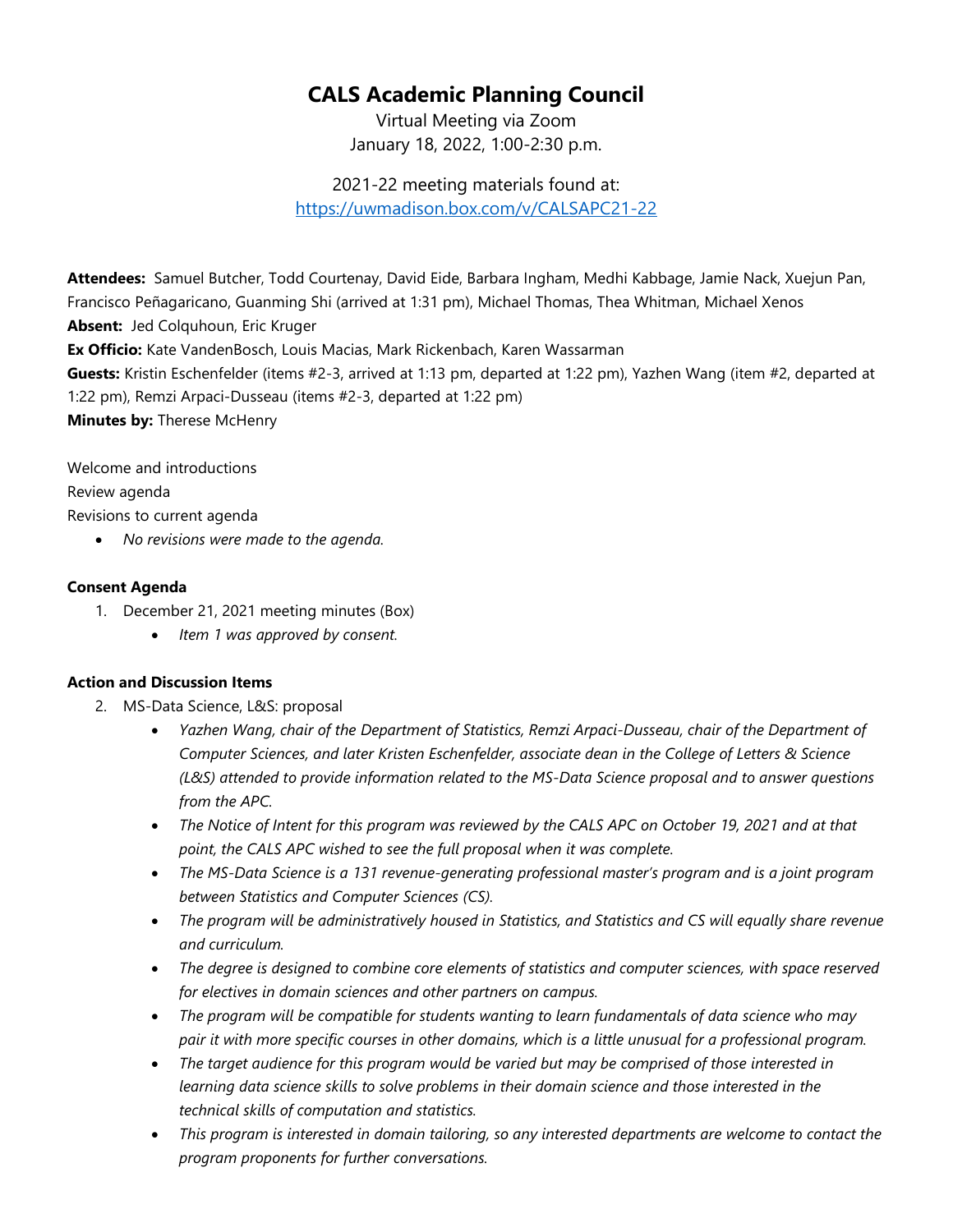# CALS Academic Planning Council

Virtual Meeting via Zoom
January 18, 2022, 1:00-2:30 p.m.

2021-22 meeting materials found at:
[https://uwmadison.box.com/v/CALSAPC21-22](https://uwmadison.box.com/v/CALSAPC21-22)

**Attendees:** Samuel Butcher, Todd Courtenay, David Eide, Barbara Ingham, Medhi Kabbage, Jamie Nack, Xuejun Pan, Francisco Peñagaricano, Guanming Shi (arrived at 1:31 pm), Michael Thomas, Thea Whitman, Michael Xenos
**Absent:** Jed Colquhoun, Eric Kruger
**Ex Officio:** Kate VandenBosch, Louis Macias, Mark Rickenbach, Karen Wassarman
**Guests:** Kristin Eschenfelder (items #2-3, arrived at 1:13 pm, departed at 1:22 pm), Yazhen Wang (item #2, departed at 1:22 pm), Remzi Arpaci-Dusseau (items #2-3, departed at 1:22 pm)
**Minutes by:** Therese McHenry

Welcome and introductions
Review agenda
Revisions to current agenda

- *No revisions were made to the agenda.*

**Consent Agenda**

1. December 21, 2021 meeting minutes (Box)
   - *Item 1 was approved by consent.*

**Action and Discussion Items**

2. MS-Data Science, L&S: proposal
   - *Yazhen Wang, chair of the Department of Statistics, Remzi Arpaci-Dusseau, chair of the Department of Computer Sciences, and later Kristen Eschenfelder, associate dean in the College of Letters & Science (L&S) attended to provide information related to the MS-Data Science proposal and to answer questions from the APC.*
   - *The Notice of Intent for this program was reviewed by the CALS APC on October 19, 2021 and at that point, the CALS APC wished to see the full proposal when it was complete.*
   - *The MS-Data Science is a 131 revenue-generating professional master's program and is a joint program between Statistics and Computer Sciences (CS).*
   - *The program will be administratively housed in Statistics, and Statistics and CS will equally share revenue and curriculum.*
   - *The degree is designed to combine core elements of statistics and computer sciences, with space reserved for electives in domain sciences and other partners on campus.*
   - *The program will be compatible for students wanting to learn fundamentals of data science who may pair it with more specific courses in other domains, which is a little unusual for a professional program.*
   - *The target audience for this program would be varied but may be comprised of those interested in learning data science skills to solve problems in their domain science and those interested in the technical skills of computation and statistics.*
   - *This program is interested in domain tailoring, so any interested departments are welcome to contact the program proponents for further conversations.*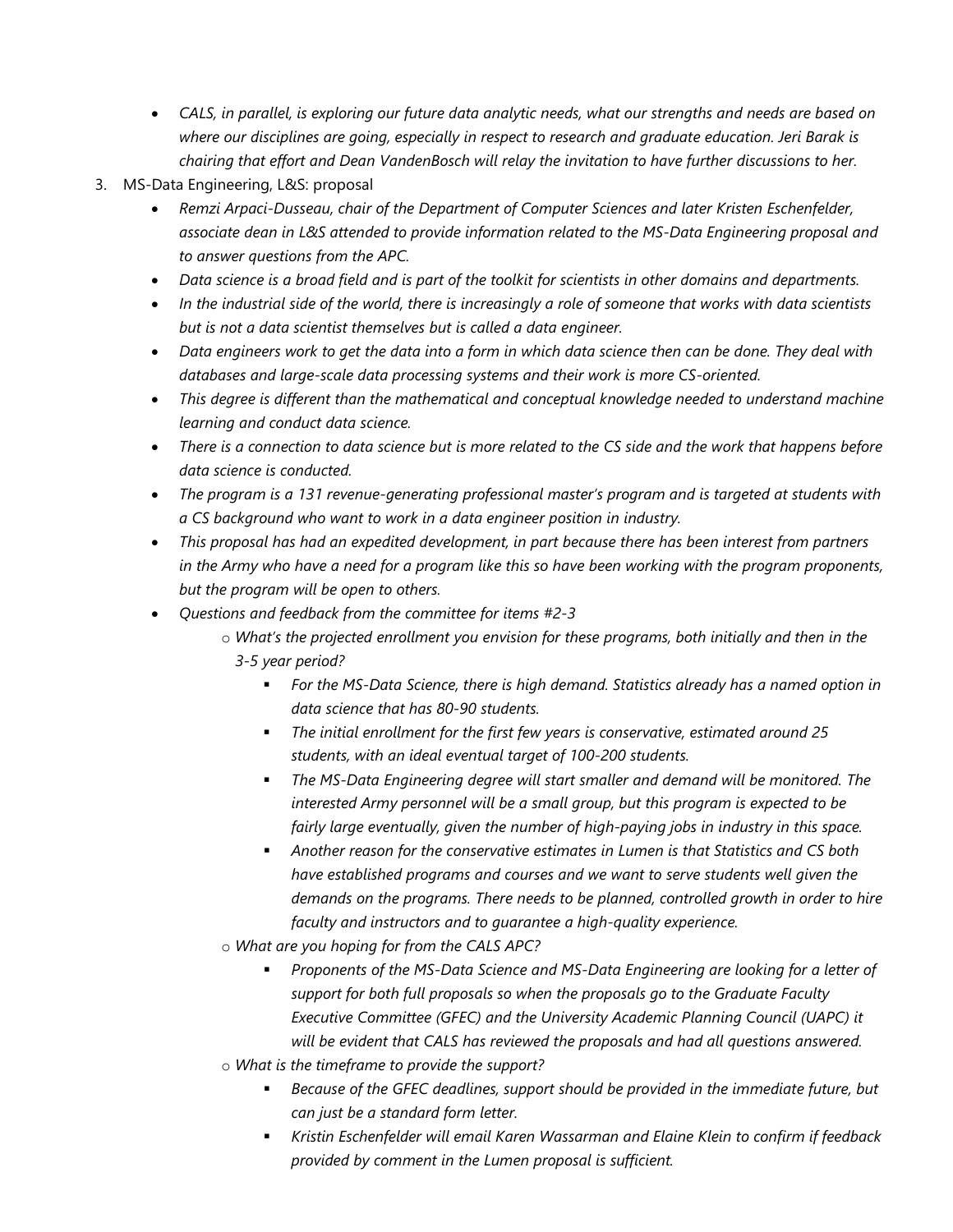- *CALS, in parallel, is exploring our future data analytic needs, what our strengths and needs are based on where our disciplines are going, especially in respect to research and graduate education. Jeri Barak is chairing that effort and Dean VandenBosch will relay the invitation to have further discussions to her.*

3. MS-Data Engineering, L&S: proposal
   - *Remzi Arpaci-Dusseau, chair of the Department of Computer Sciences and later Kristen Eschenfelder, associate dean in L&S attended to provide information related to the MS-Data Engineering proposal and to answer questions from the APC.*
   - *Data science is a broad field and is part of the toolkit for scientists in other domains and departments.*
   - *In the industrial side of the world, there is increasingly a role of someone that works with data scientists but is not a data scientist themselves but is called a data engineer.*
   - *Data engineers work to get the data into a form in which data science then can be done. They deal with databases and large-scale data processing systems and their work is more CS-oriented.*
   - *This degree is different than the mathematical and conceptual knowledge needed to understand machine learning and conduct data science.*
   - *There is a connection to data science but is more related to the CS side and the work that happens before data science is conducted.*
   - *The program is a 131 revenue-generating professional master's program and is targeted at students with a CS background who want to work in a data engineer position in industry.*
   - *This proposal has had an expedited development, in part because there has been interest from partners in the Army who have a need for a program like this so have been working with the program proponents, but the program will be open to others.*
   - *Questions and feedback from the committee for items #2-3*
     - *What's the projected enrollment you envision for these programs, both initially and then in the 3-5 year period?*
       - *For the MS-Data Science, there is high demand. Statistics already has a named option in data science that has 80-90 students.*
       - *The initial enrollment for the first few years is conservative, estimated around 25 students, with an ideal eventual target of 100-200 students.*
       - *The MS-Data Engineering degree will start smaller and demand will be monitored. The interested Army personnel will be a small group, but this program is expected to be fairly large eventually, given the number of high-paying jobs in industry in this space.*
       - *Another reason for the conservative estimates in Lumen is that Statistics and CS both have established programs and courses and we want to serve students well given the demands on the programs. There needs to be planned, controlled growth in order to hire faculty and instructors and to guarantee a high-quality experience.*
     - *What are you hoping for from the CALS APC?*
       - *Proponents of the MS-Data Science and MS-Data Engineering are looking for a letter of support for both full proposals so when the proposals go to the Graduate Faculty Executive Committee (GFEC) and the University Academic Planning Council (UAPC) it will be evident that CALS has reviewed the proposals and had all questions answered.*
     - *What is the timeframe to provide the support?*
       - *Because of the GFEC deadlines, support should be provided in the immediate future, but can just be a standard form letter.*
       - *Kristin Eschenfelder will email Karen Wassarman and Elaine Klein to confirm if feedback provided by comment in the Lumen proposal is sufficient.*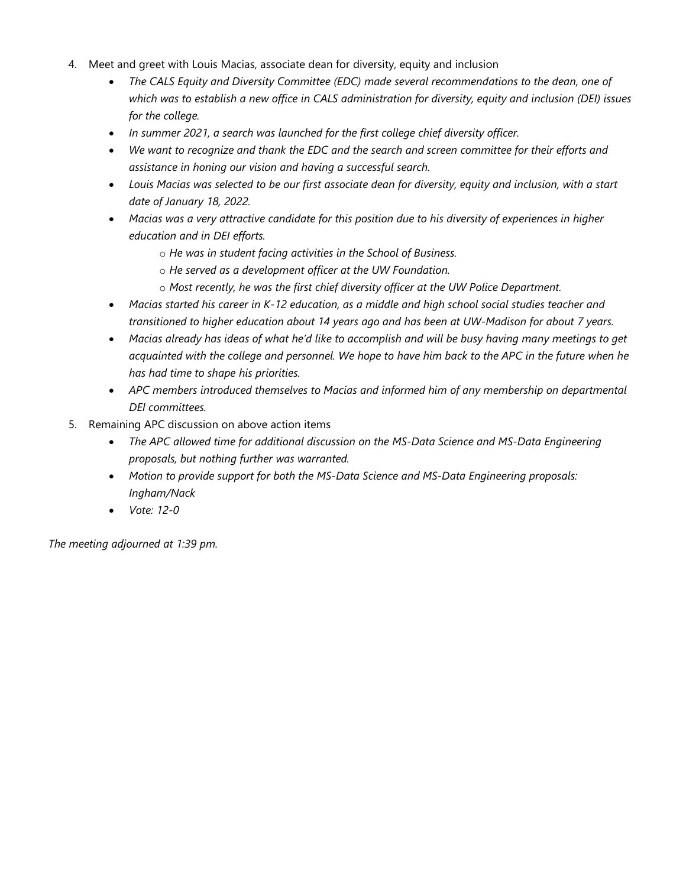4. Meet and greet with Louis Macias, associate dean for diversity, equity and inclusion
    - *The CALS Equity and Diversity Committee (EDC) made several recommendations to the dean, one of which was to establish a new office in CALS administration for diversity, equity and inclusion (DEI) issues for the college.*
    - *In summer 2021, a search was launched for the first college chief diversity officer.*
    - *We want to recognize and thank the EDC and the search and screen committee for their efforts and assistance in honing our vision and having a successful search.*
    - *Louis Macias was selected to be our first associate dean for diversity, equity and inclusion, with a start date of January 18, 2022.*
    - *Macias was a very attractive candidate for this position due to his diversity of experiences in higher education and in DEI efforts.*
        - *He was in student facing activities in the School of Business.*
        - *He served as a development officer at the UW Foundation.*
        - *Most recently, he was the first chief diversity officer at the UW Police Department.*
    - *Macias started his career in K-12 education, as a middle and high school social studies teacher and transitioned to higher education about 14 years ago and has been at UW-Madison for about 7 years.*
    - *Macias already has ideas of what he'd like to accomplish and will be busy having many meetings to get acquainted with the college and personnel. We hope to have him back to the APC in the future when he has had time to shape his priorities.*
    - *APC members introduced themselves to Macias and informed him of any membership on departmental DEI committees.*
5. Remaining APC discussion on above action items
    - *The APC allowed time for additional discussion on the MS-Data Science and MS-Data Engineering proposals, but nothing further was warranted.*
    - *Motion to provide support for both the MS-Data Science and MS-Data Engineering proposals: Ingham/Nack*
    - *Vote: 12-0*

*The meeting adjourned at 1:39 pm.*